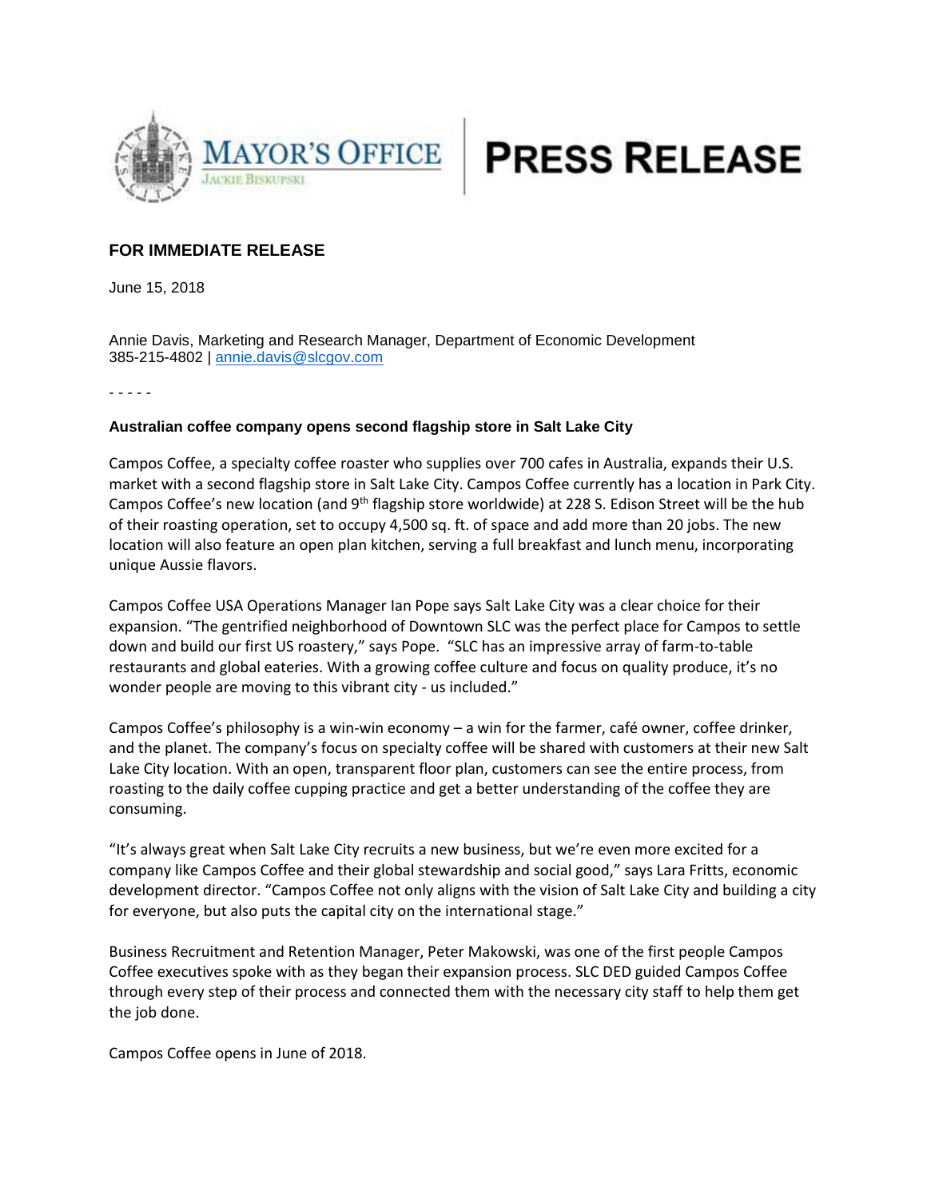MAYOR'S OFFICE
JACKIE BISKUPSKI

# PRESS RELEASE

**FOR IMMEDIATE RELEASE**

June 15, 2018

Annie Davis, Marketing and Research Manager, Department of Economic Development
385-215-4802 | annie.davis@slcgov.com

\- - - - -

**Australian coffee company opens second flagship store in Salt Lake City**

Campos Coffee, a specialty coffee roaster who supplies over 700 cafes in Australia, expands their U.S. market with a second flagship store in Salt Lake City. Campos Coffee currently has a location in Park City. Campos Coffee's new location (and 9th flagship store worldwide) at 228 S. Edison Street will be the hub of their roasting operation, set to occupy 4,500 sq. ft. of space and add more than 20 jobs. The new location will also feature an open plan kitchen, serving a full breakfast and lunch menu, incorporating unique Aussie flavors.

Campos Coffee USA Operations Manager Ian Pope says Salt Lake City was a clear choice for their expansion. "The gentrified neighborhood of Downtown SLC was the perfect place for Campos to settle down and build our first US roastery," says Pope. "SLC has an impressive array of farm-to-table restaurants and global eateries. With a growing coffee culture and focus on quality produce, it's no wonder people are moving to this vibrant city - us included."

Campos Coffee's philosophy is a win-win economy – a win for the farmer, café owner, coffee drinker, and the planet. The company's focus on specialty coffee will be shared with customers at their new Salt Lake City location. With an open, transparent floor plan, customers can see the entire process, from roasting to the daily coffee cupping practice and get a better understanding of the coffee they are consuming.

"It's always great when Salt Lake City recruits a new business, but we're even more excited for a company like Campos Coffee and their global stewardship and social good," says Lara Fritts, economic development director. "Campos Coffee not only aligns with the vision of Salt Lake City and building a city for everyone, but also puts the capital city on the international stage."

Business Recruitment and Retention Manager, Peter Makowski, was one of the first people Campos Coffee executives spoke with as they began their expansion process. SLC DED guided Campos Coffee through every step of their process and connected them with the necessary city staff to help them get the job done.

Campos Coffee opens in June of 2018.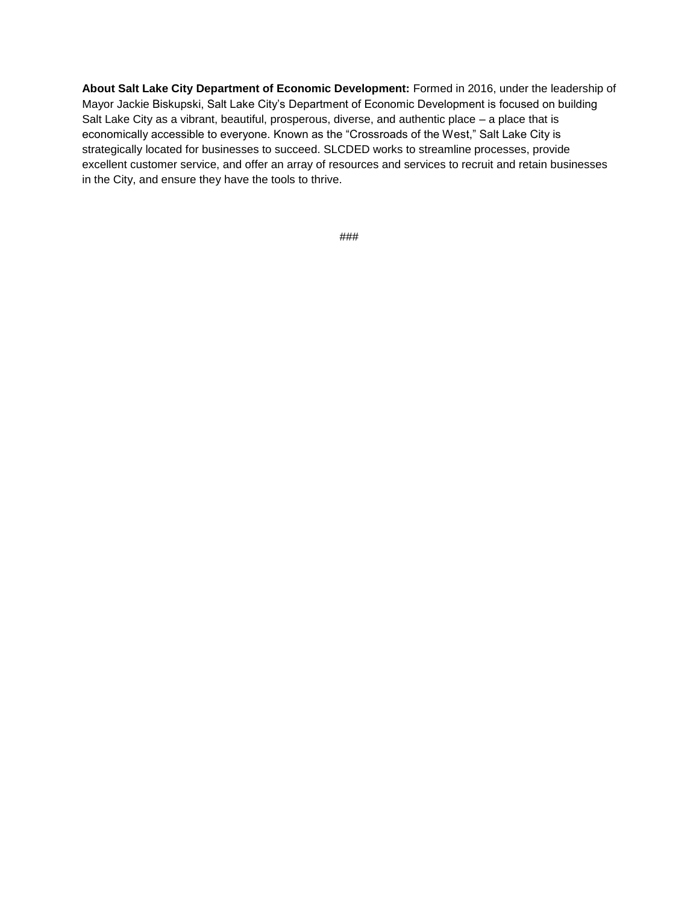**About Salt Lake City Department of Economic Development:** Formed in 2016, under the leadership of Mayor Jackie Biskupski, Salt Lake City's Department of Economic Development is focused on building Salt Lake City as a vibrant, beautiful, prosperous, diverse, and authentic place – a place that is economically accessible to everyone. Known as the "Crossroads of the West," Salt Lake City is strategically located for businesses to succeed. SLCDED works to streamline processes, provide excellent customer service, and offer an array of resources and services to recruit and retain businesses in the City, and ensure they have the tools to thrive.

###